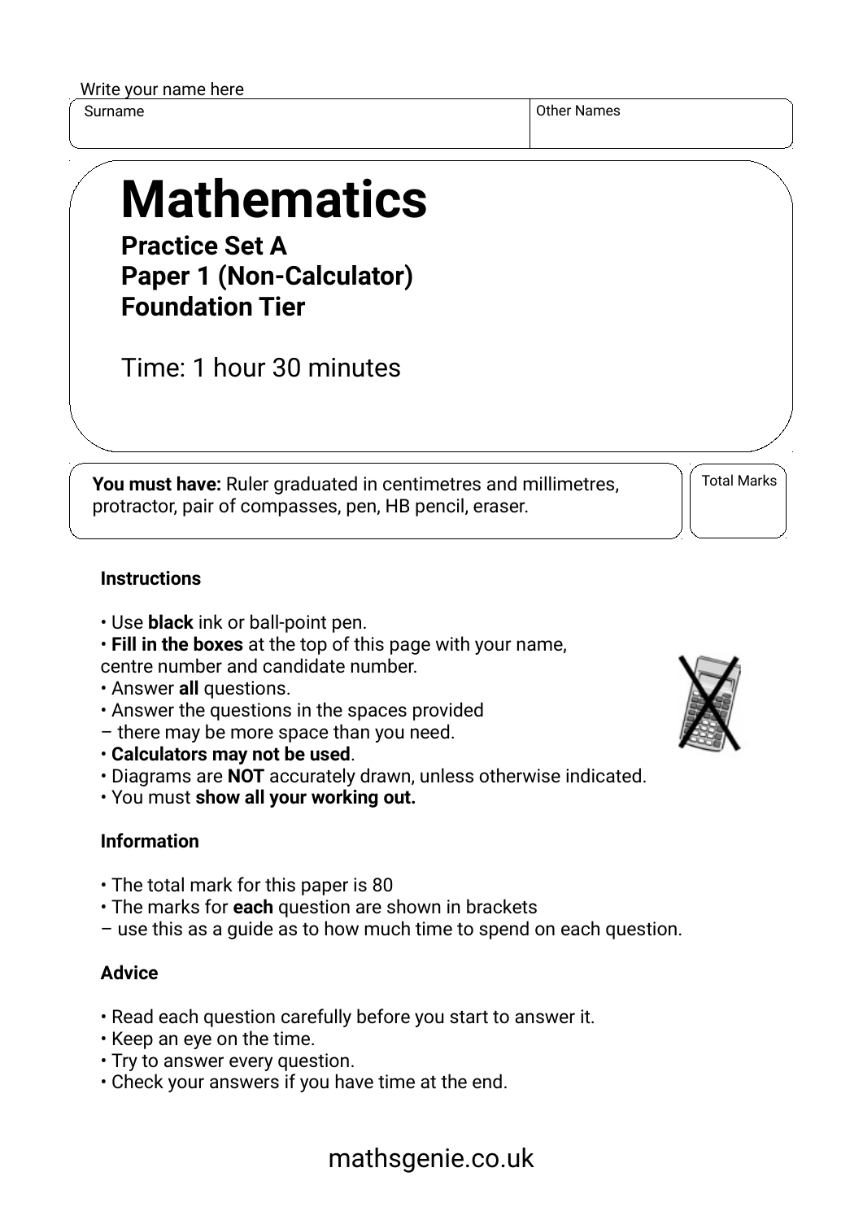Write your name here

| Surname | Other Names |
| --- | --- |
| | |

# Mathematics

**Practice Set A**
**Paper 1 (Non-Calculator)**
**Foundation Tier**

Time: 1 hour 30 minutes

**You must have:** Ruler graduated in centimetres and millimetres, protractor, pair of compasses, pen, HB pencil, eraser.

Total Marks

### Instructions

- Use **black** ink or ball-point pen.
- **Fill in the boxes** at the top of this page with your name, centre number and candidate number.
- Answer **all** questions.
- Answer the questions in the spaces provided – there may be more space than you need.
- **Calculators may not be used**.
- Diagrams are **NOT** accurately drawn, unless otherwise indicated.
- You must **show all your working out.**

### Information

- The total mark for this paper is 80
- The marks for **each** question are shown in brackets – use this as a guide as to how much time to spend on each question.

### Advice

- Read each question carefully before you start to answer it.
- Keep an eye on the time.
- Try to answer every question.
- Check your answers if you have time at the end.

mathsgenie.co.uk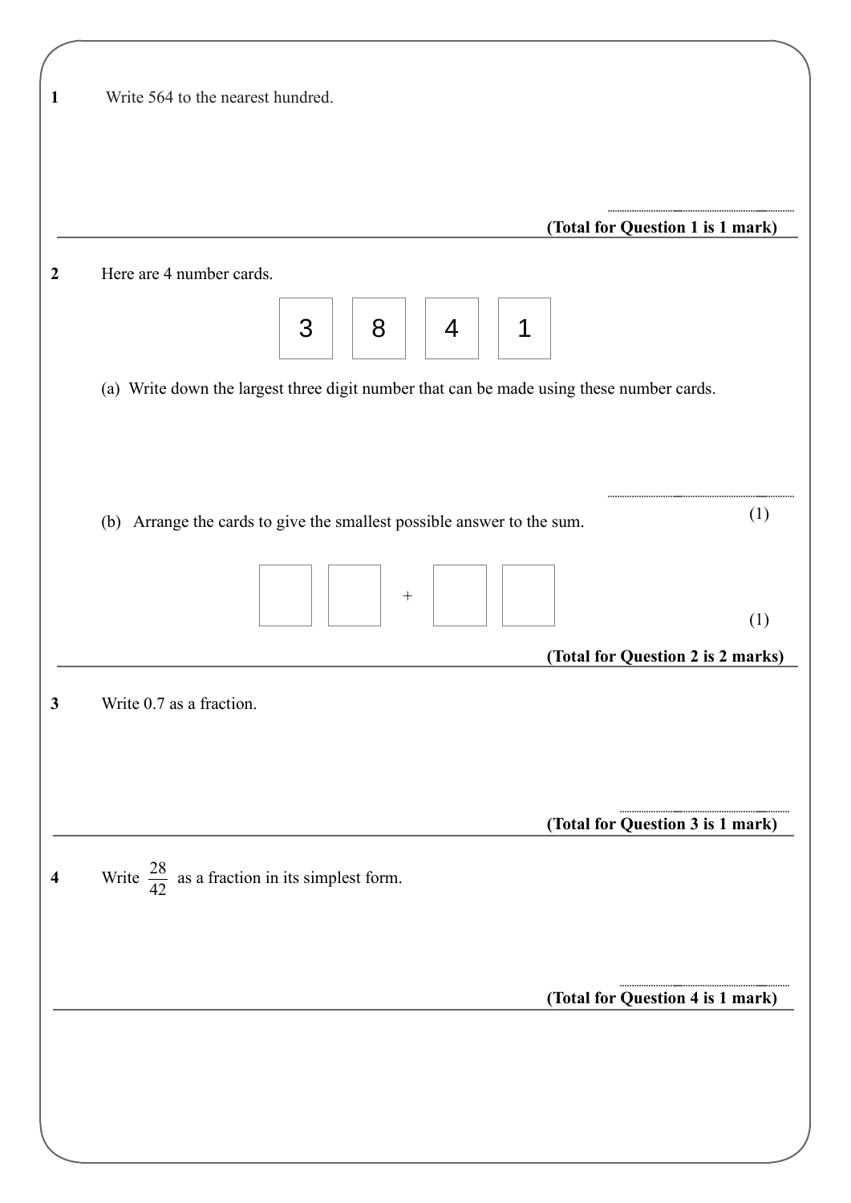**1** Write 564 to the nearest hundred.

..............................................

**(Total for Question 1 is 1 mark)**

---

**2** Here are 4 number cards.

| 3 | 8 | 4 | 1 |
|---|---|---|---|

(a) Write down the largest three digit number that can be made using these number cards.

..............................................

(1)

(b) Arrange the cards to give the smallest possible answer to the sum.

| | | + | | |
|---|---|---|---|---|

(1)

**(Total for Question 2 is 2 marks)**

---

**3** Write 0.7 as a fraction.

..............................................

**(Total for Question 3 is 1 mark)**

---

**4** Write $\frac{28}{42}$ as a fraction in its simplest form.

..............................................

**(Total for Question 4 is 1 mark)**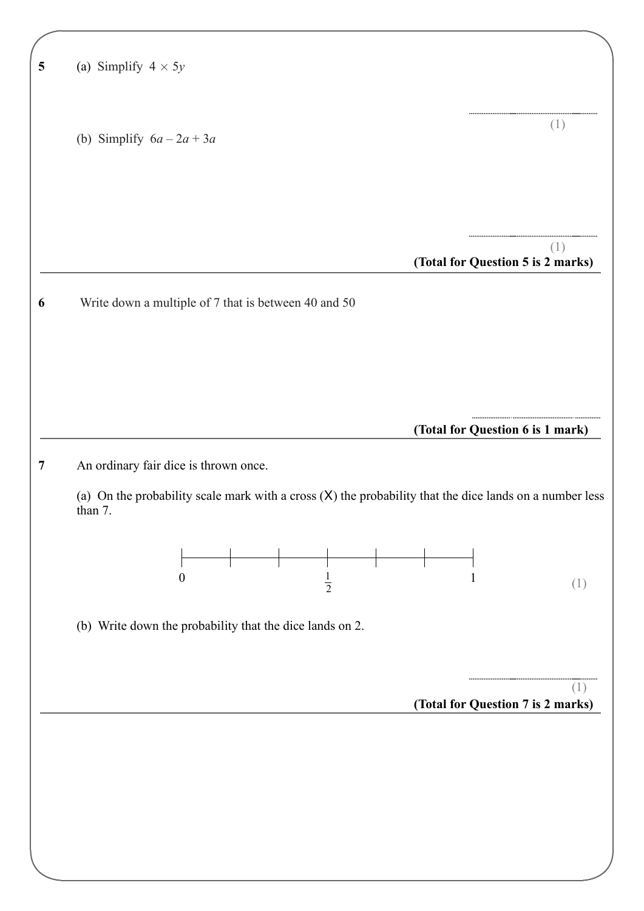**5** (a) Simplify $4 \times 5y$

..............................

(1)

(b) Simplify $6a - 2a + 3a$

..............................

(1)

**(Total for Question 5 is 2 marks)**

---

**6** Write down a multiple of 7 that is between 40 and 50

..............................

**(Total for Question 6 is 1 mark)**

---

**7** An ordinary fair dice is thrown once.

(a) On the probability scale mark with a cross (X) the probability that the dice lands on a number less than 7.

0 ——|——|——|—— $\frac{1}{2}$ ——|——|——|—— 1

(1)

(b) Write down the probability that the dice lands on 2.

..............................

(1)

**(Total for Question 7 is 2 marks)**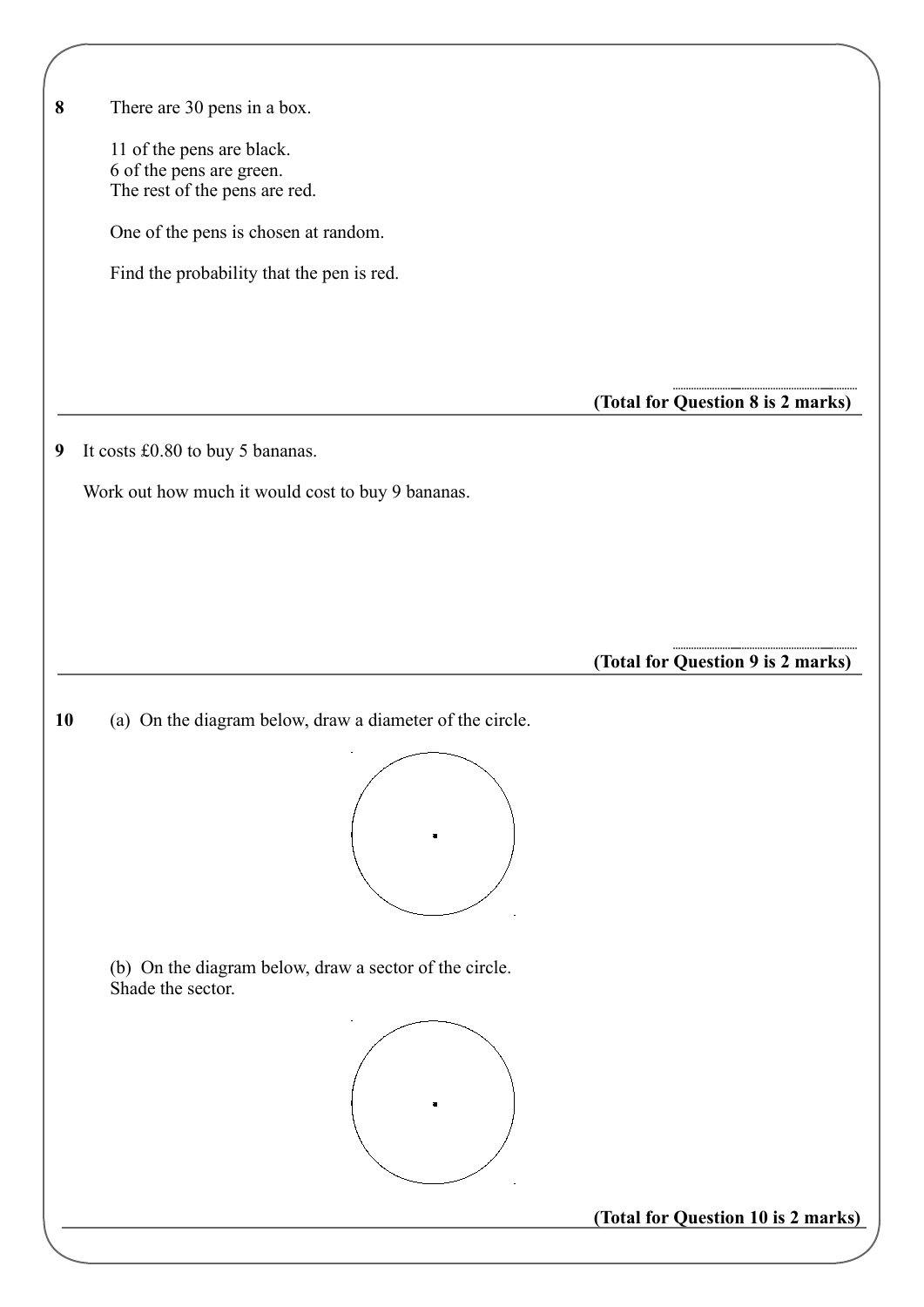**8** There are 30 pens in a box.

11 of the pens are black.
6 of the pens are green.
The rest of the pens are red.

One of the pens is chosen at random.

Find the probability that the pen is red.

..........................................

**(Total for Question 8 is 2 marks)**

---

**9** It costs £0.80 to buy 5 bananas.

Work out how much it would cost to buy 9 bananas.

..........................................

**(Total for Question 9 is 2 marks)**

---

**10** (a) On the diagram below, draw a diameter of the circle.

(b) On the diagram below, draw a sector of the circle.
Shade the sector.

**(Total for Question 10 is 2 marks)**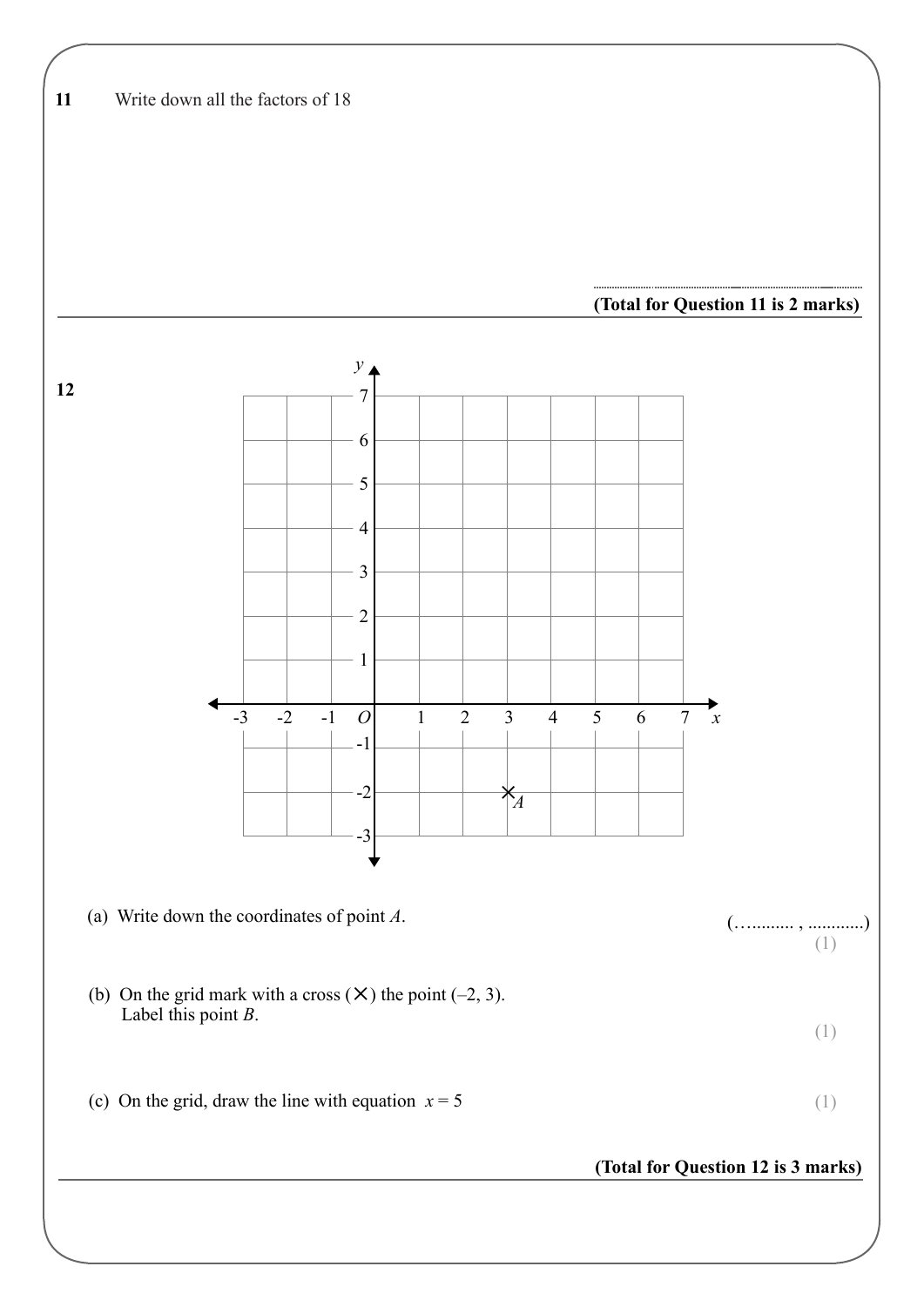**11** Write down all the factors of 18

..............................................................

**(Total for Question 11 is 2 marks)**

---

**12**

(a) Write down the coordinates of point $A$.

(….......... , ............)

(1)

(b) On the grid mark with a cross (×) the point (–2, 3).
Label this point $B$.

(1)

(c) On the grid, draw the line with equation $x = 5$

(1)

**(Total for Question 12 is 3 marks)**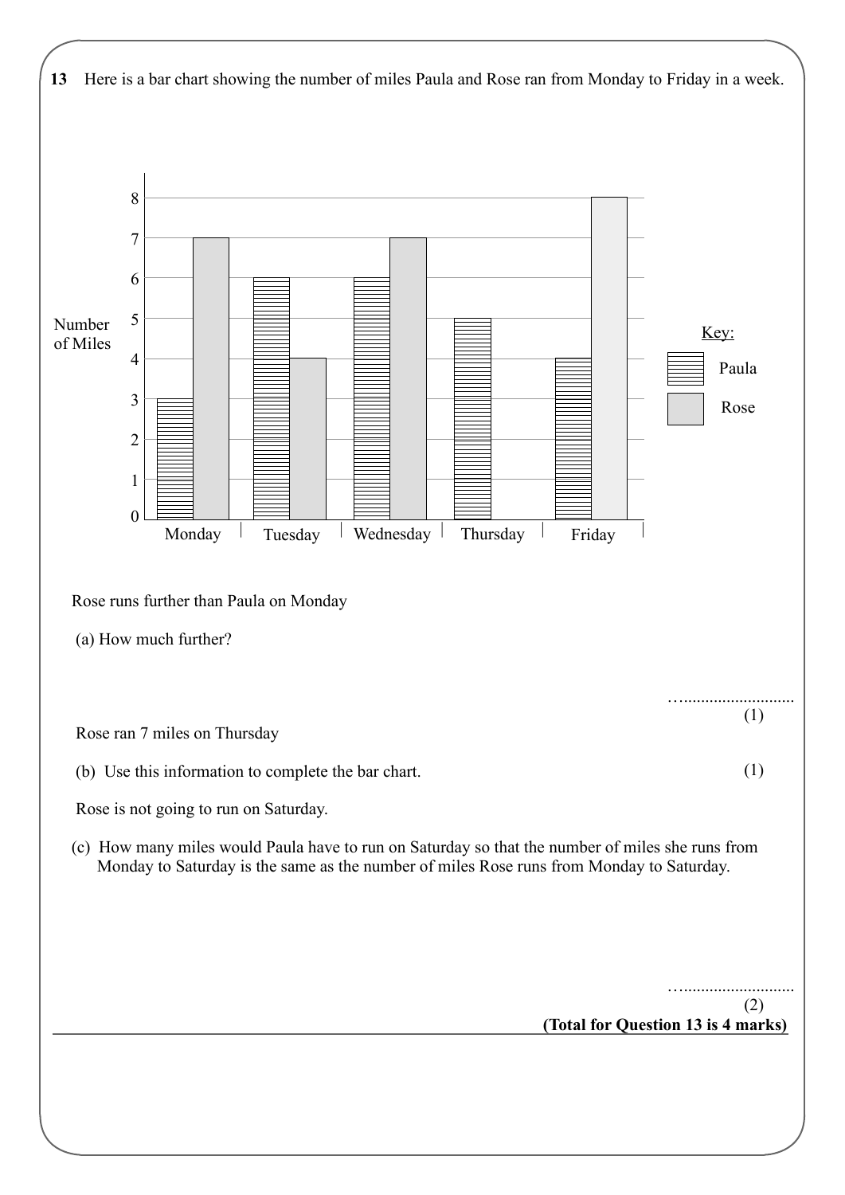**13** Here is a bar chart showing the number of miles Paula and Rose ran from Monday to Friday in a week.

| Day | Paula | Rose |
|---|---|---|
| Monday | 3 | 7 |
| Tuesday | 6 | 4 |
| Wednesday | 6 | 7 |
| Thursday | 5 | |
| Friday | 4 | 8 |

Rose runs further than Paula on Monday

(a) How much further?

…..........................
(1)

Rose ran 7 miles on Thursday

(b) Use this information to complete the bar chart. (1)

Rose is not going to run on Saturday.

(c) How many miles would Paula have to run on Saturday so that the number of miles she runs from Monday to Saturday is the same as the number of miles Rose runs from Monday to Saturday.

…..........................
(2)

**(Total for Question 13 is 4 marks)**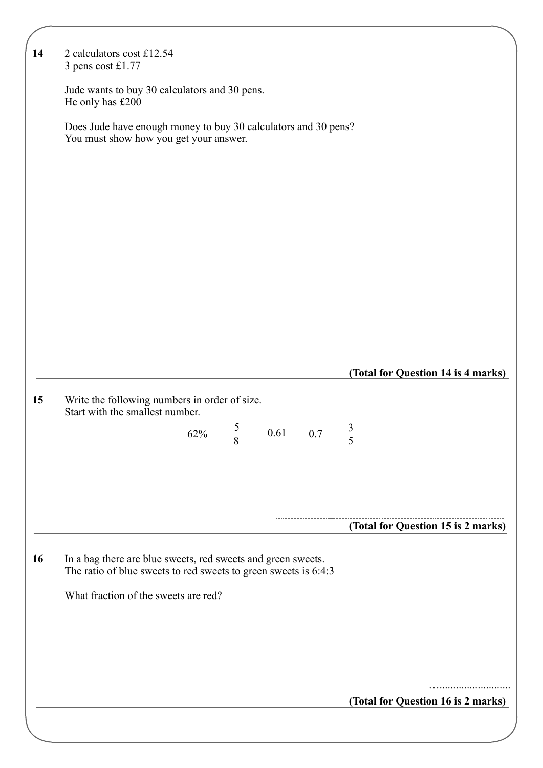**14** 2 calculators cost £12.54
3 pens cost £1.77

Jude wants to buy 30 calculators and 30 pens.
He only has £200

Does Jude have enough money to buy 30 calculators and 30 pens?
You must show how you get your answer.

**(Total for Question 14 is 4 marks)**

---

**15** Write the following numbers in order of size.
Start with the smallest number.

$$62\% \qquad \frac{5}{8} \qquad 0.61 \qquad 0.7 \qquad \frac{3}{5}$$

..............................................................................................

**(Total for Question 15 is 2 marks)**

---

**16** In a bag there are blue sweets, red sweets and green sweets.
The ratio of blue sweets to red sweets to green sweets is 6:4:3

What fraction of the sweets are red?

…..........................

**(Total for Question 16 is 2 marks)**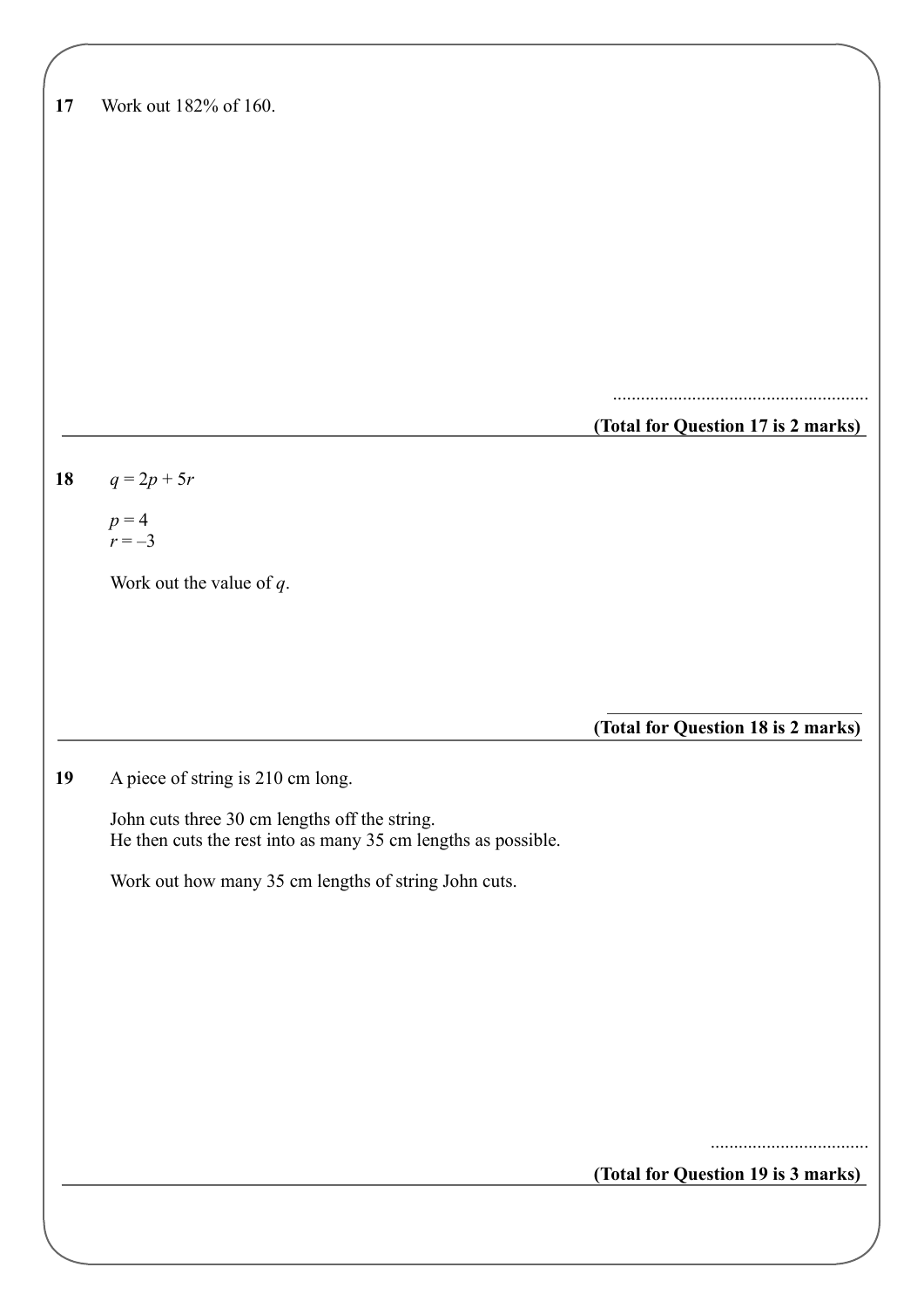**17** Work out 182% of 160.

.......................................................

**(Total for Question 17 is 2 marks)**

---

**18** $q = 2p + 5r$

$p = 4$
$r = -3$

Work out the value of $q$.

.......................................................

**(Total for Question 18 is 2 marks)**

---

**19** A piece of string is 210 cm long.

John cuts three 30 cm lengths off the string.
He then cuts the rest into as many 35 cm lengths as possible.

Work out how many 35 cm lengths of string John cuts.

..................................

**(Total for Question 19 is 3 marks)**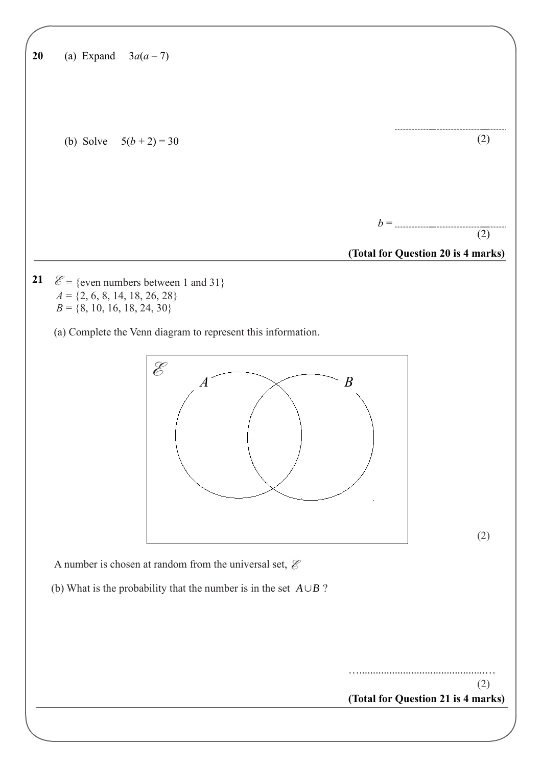**20** (a) Expand $3a(a - 7)$

..............................................................
(2)

(b) Solve $5(b + 2) = 30$

$b$ = ..............................................................
(2)

**(Total for Question 20 is 4 marks)**

---

**21** $\mathscr{E}$ = {even numbers between 1 and 31}
$A$ = {2, 6, 8, 14, 18, 26, 28}
$B$ = {8, 10, 16, 18, 24, 30}

(a) Complete the Venn diagram to represent this information.

$\mathscr{E}$ $A$ $B$

(2)

A number is chosen at random from the universal set, $\mathscr{E}$

(b) What is the probability that the number is in the set $A \cup B$ ?

..............................................................
(2)

**(Total for Question 21 is 4 marks)**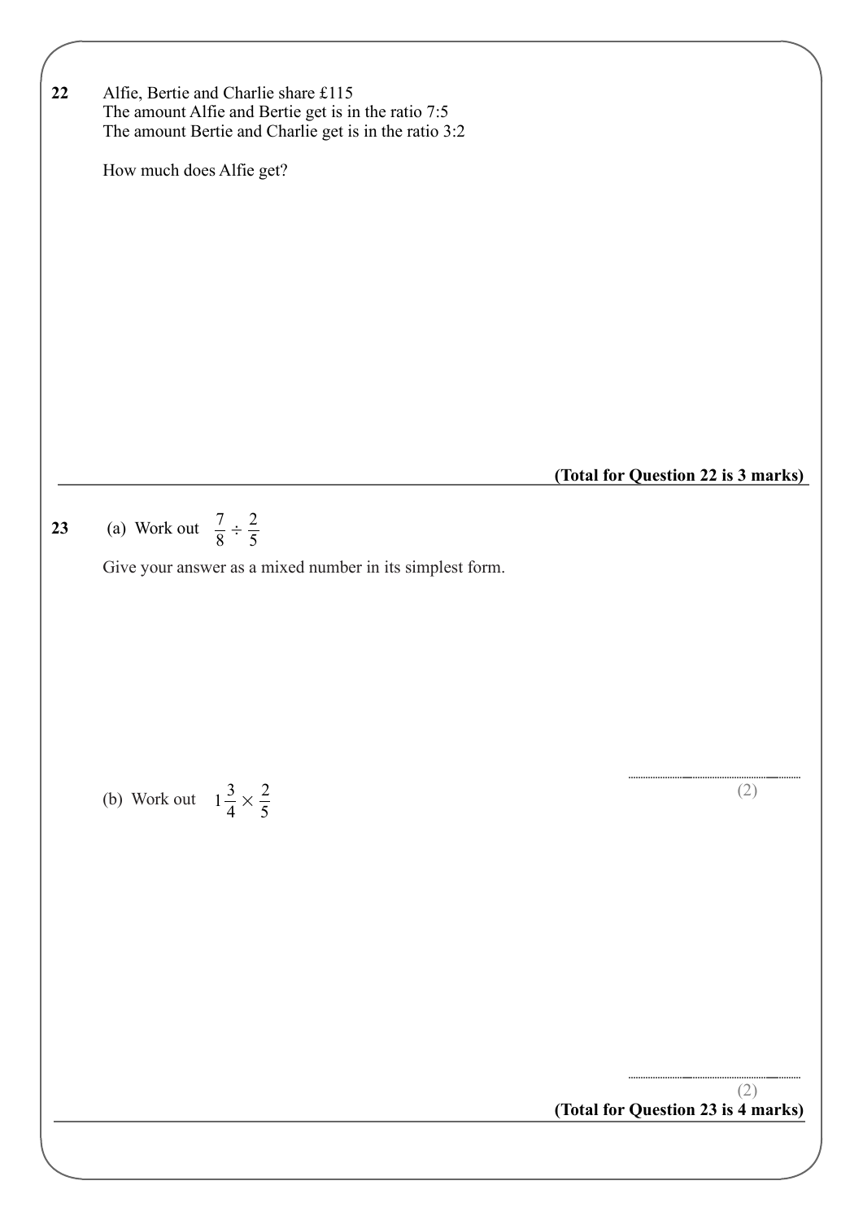**22** Alfie, Bertie and Charlie share £115
The amount Alfie and Bertie get is in the ratio 7:5
The amount Bertie and Charlie get is in the ratio 3:2

How much does Alfie get?

**(Total for Question 22 is 3 marks)**

---

**23** (a) Work out $\frac{7}{8} \div \frac{2}{5}$

Give your answer as a mixed number in its simplest form.

..............................................................
(2)

(b) Work out $1\frac{3}{4} \times \frac{2}{5}$

..............................................................
(2)

**(Total for Question 23 is 4 marks)**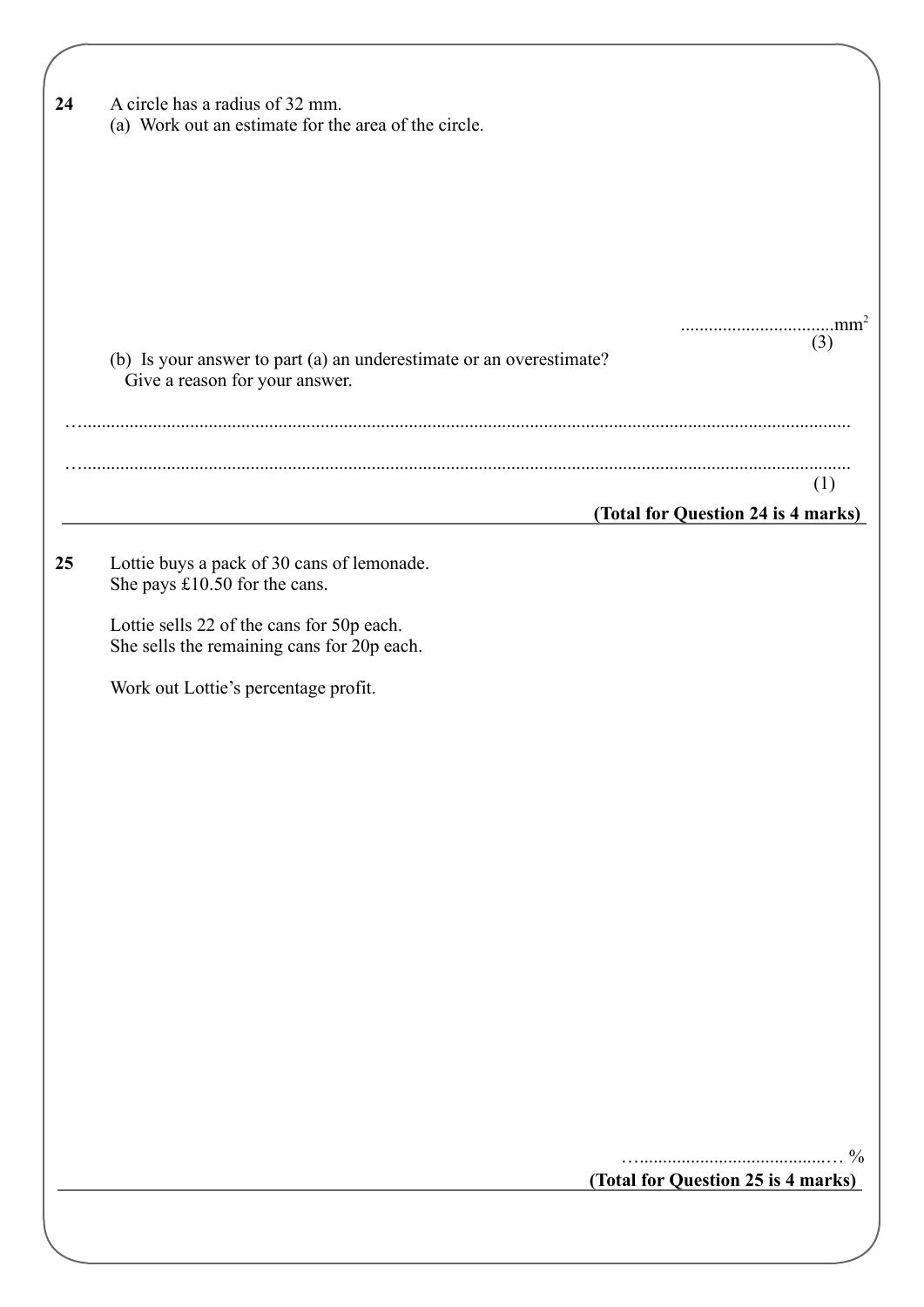**24** A circle has a radius of 32 mm.

(a) Work out an estimate for the area of the circle.

................................$mm^2$

(3)

(b) Is your answer to part (a) an underestimate or an overestimate?
Give a reason for your answer.

…...........................................................................................................................................................

…...........................................................................................................................................................

(1)

**(Total for Question 24 is 4 marks)**

---

**25** Lottie buys a pack of 30 cans of lemonade.
She pays £10.50 for the cans.

Lottie sells 22 of the cans for 50p each.
She sells the remaining cans for 20p each.

Work out Lottie's percentage profit.

…..........................................… %

**(Total for Question 25 is 4 marks)**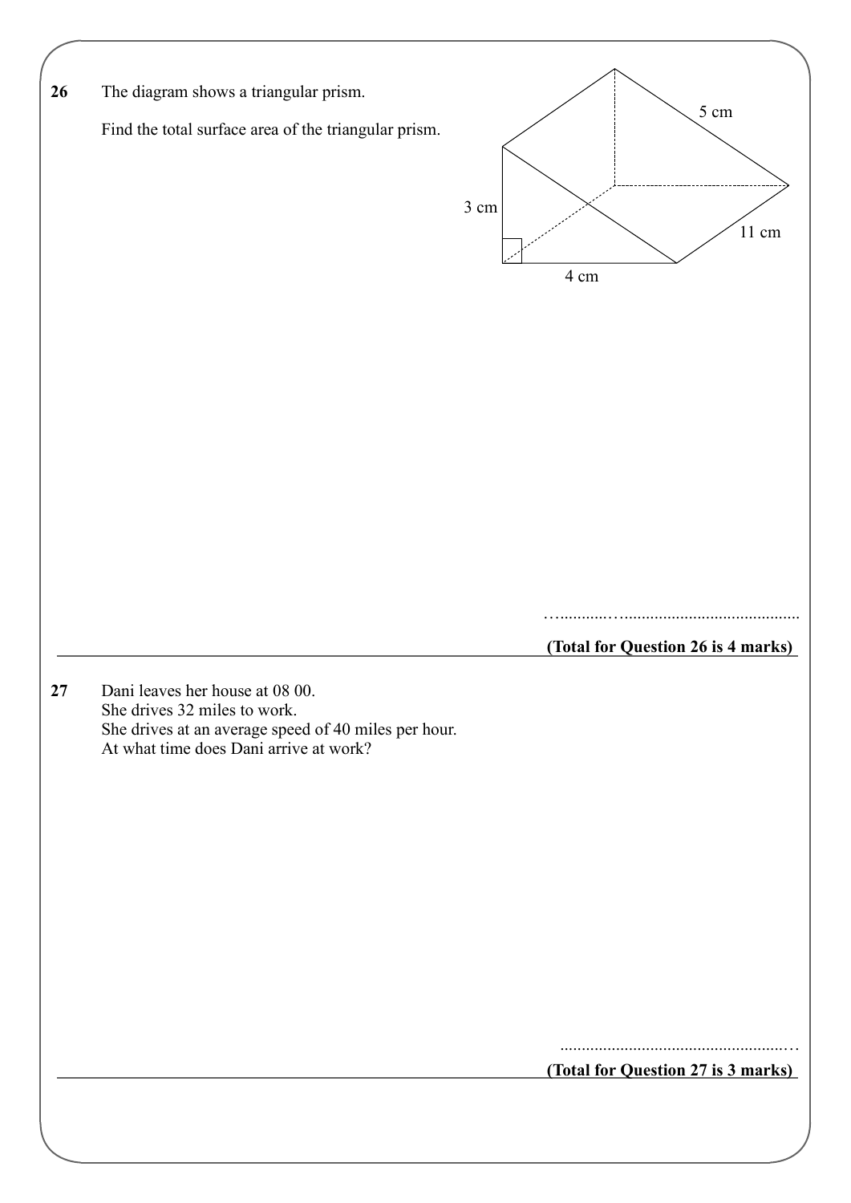**26** The diagram shows a triangular prism.

Find the total surface area of the triangular prism.

3 cm

4 cm

5 cm

11 cm

……......……..........................................

**(Total for Question 26 is 4 marks)**

---

**27** Dani leaves her house at 08 00.
She drives 32 miles to work.
She drives at an average speed of 40 miles per hour.
At what time does Dani arrive at work?

......................................................…

**(Total for Question 27 is 3 marks)**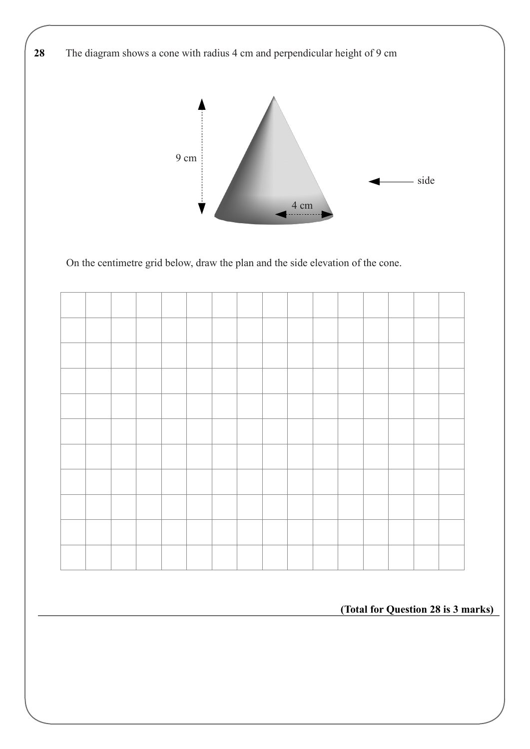**28** The diagram shows a cone with radius 4 cm and perpendicular height of 9 cm

On the centimetre grid below, draw the plan and the side elevation of the cone.

**(Total for Question 28 is 3 marks)**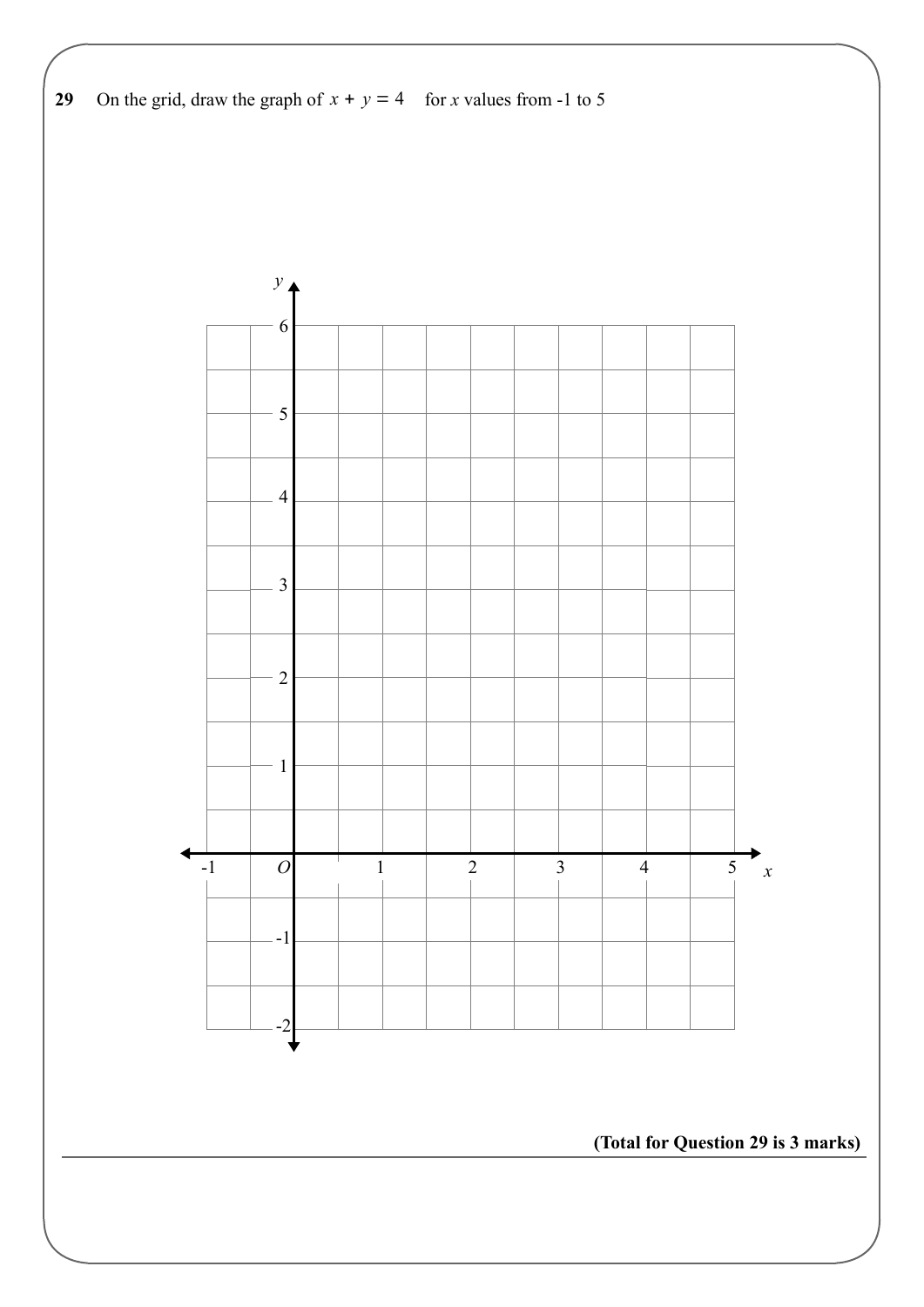**29** On the grid, draw the graph of $x + y = 4$ for $x$ values from -1 to 5

**(Total for Question 29 is 3 marks)**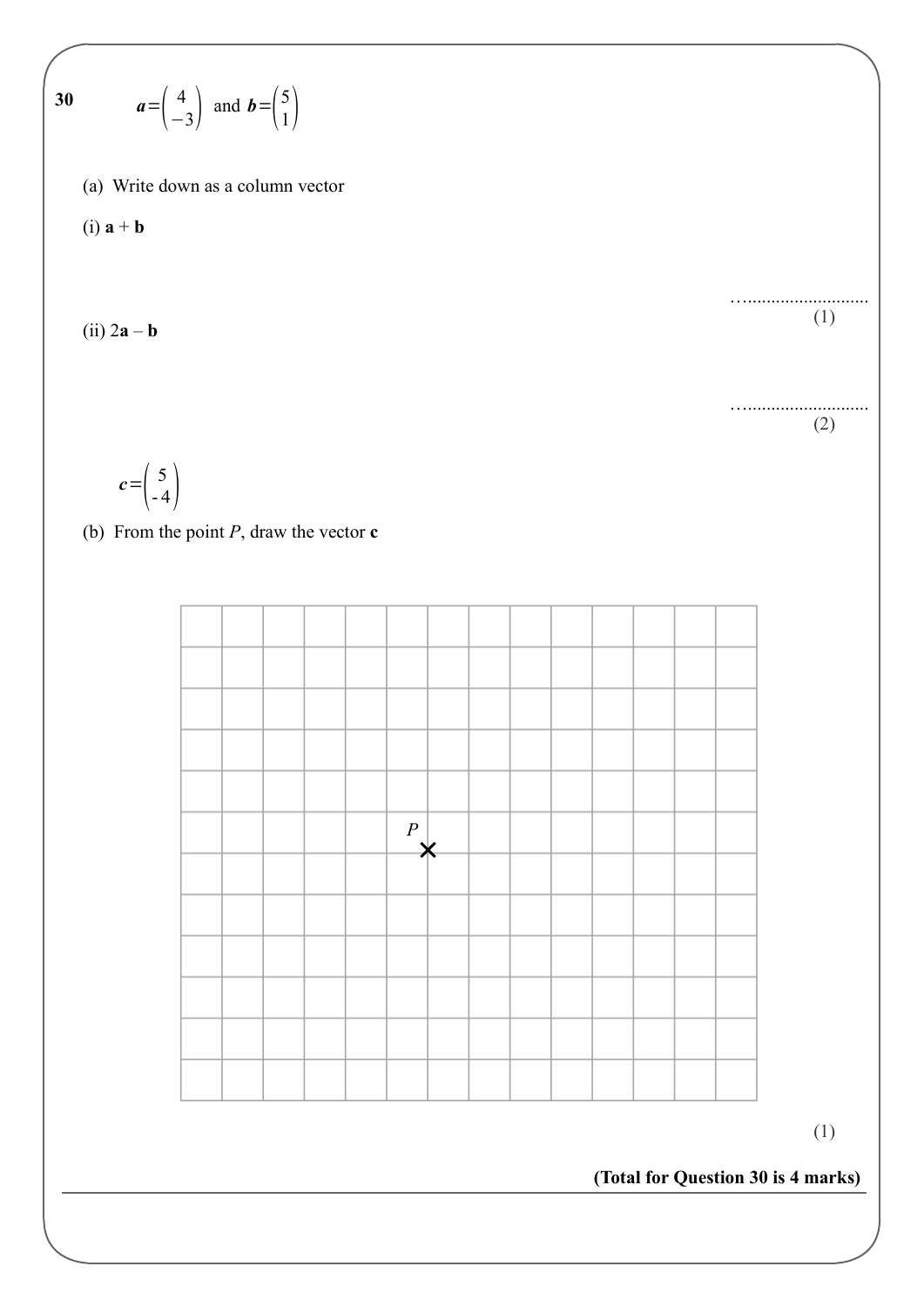**30** $\boldsymbol{a} = \begin{pmatrix} 4 \\ -3 \end{pmatrix}$ and $\boldsymbol{b} = \begin{pmatrix} 5 \\ 1 \end{pmatrix}$

(a) Write down as a column vector

(i) $\mathbf{a} + \mathbf{b}$

…..........................

(1)

(ii) $2\mathbf{a} - \mathbf{b}$

…..........................

(2)

$\boldsymbol{c} = \begin{pmatrix} 5 \\ -4 \end{pmatrix}$

(b) From the point $P$, draw the vector $\mathbf{c}$

P ×

(1)

**(Total for Question 30 is 4 marks)**